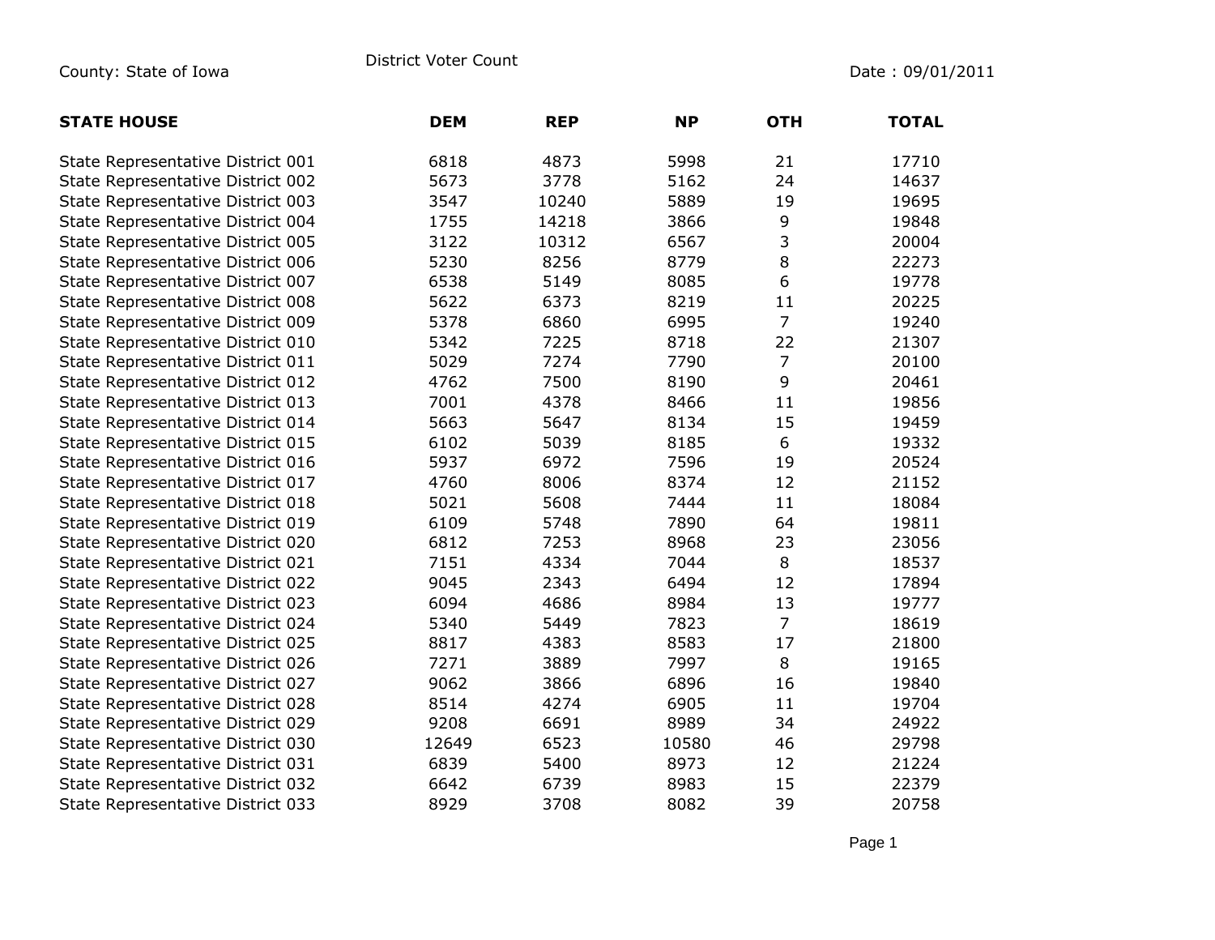County: State of Iowa

District Voter Count

Date : 09/01/2011

| STATE HOUSE | DEM | REP | NP | OTH | TOTAL |
|---|---|---|---|---|---|
| State Representative District 001 | 6818 | 4873 | 5998 | 21 | 17710 |
| State Representative District 002 | 5673 | 3778 | 5162 | 24 | 14637 |
| State Representative District 003 | 3547 | 10240 | 5889 | 19 | 19695 |
| State Representative District 004 | 1755 | 14218 | 3866 | 9 | 19848 |
| State Representative District 005 | 3122 | 10312 | 6567 | 3 | 20004 |
| State Representative District 006 | 5230 | 8256 | 8779 | 8 | 22273 |
| State Representative District 007 | 6538 | 5149 | 8085 | 6 | 19778 |
| State Representative District 008 | 5622 | 6373 | 8219 | 11 | 20225 |
| State Representative District 009 | 5378 | 6860 | 6995 | 7 | 19240 |
| State Representative District 010 | 5342 | 7225 | 8718 | 22 | 21307 |
| State Representative District 011 | 5029 | 7274 | 7790 | 7 | 20100 |
| State Representative District 012 | 4762 | 7500 | 8190 | 9 | 20461 |
| State Representative District 013 | 7001 | 4378 | 8466 | 11 | 19856 |
| State Representative District 014 | 5663 | 5647 | 8134 | 15 | 19459 |
| State Representative District 015 | 6102 | 5039 | 8185 | 6 | 19332 |
| State Representative District 016 | 5937 | 6972 | 7596 | 19 | 20524 |
| State Representative District 017 | 4760 | 8006 | 8374 | 12 | 21152 |
| State Representative District 018 | 5021 | 5608 | 7444 | 11 | 18084 |
| State Representative District 019 | 6109 | 5748 | 7890 | 64 | 19811 |
| State Representative District 020 | 6812 | 7253 | 8968 | 23 | 23056 |
| State Representative District 021 | 7151 | 4334 | 7044 | 8 | 18537 |
| State Representative District 022 | 9045 | 2343 | 6494 | 12 | 17894 |
| State Representative District 023 | 6094 | 4686 | 8984 | 13 | 19777 |
| State Representative District 024 | 5340 | 5449 | 7823 | 7 | 18619 |
| State Representative District 025 | 8817 | 4383 | 8583 | 17 | 21800 |
| State Representative District 026 | 7271 | 3889 | 7997 | 8 | 19165 |
| State Representative District 027 | 9062 | 3866 | 6896 | 16 | 19840 |
| State Representative District 028 | 8514 | 4274 | 6905 | 11 | 19704 |
| State Representative District 029 | 9208 | 6691 | 8989 | 34 | 24922 |
| State Representative District 030 | 12649 | 6523 | 10580 | 46 | 29798 |
| State Representative District 031 | 6839 | 5400 | 8973 | 12 | 21224 |
| State Representative District 032 | 6642 | 6739 | 8983 | 15 | 22379 |
| State Representative District 033 | 8929 | 3708 | 8082 | 39 | 20758 |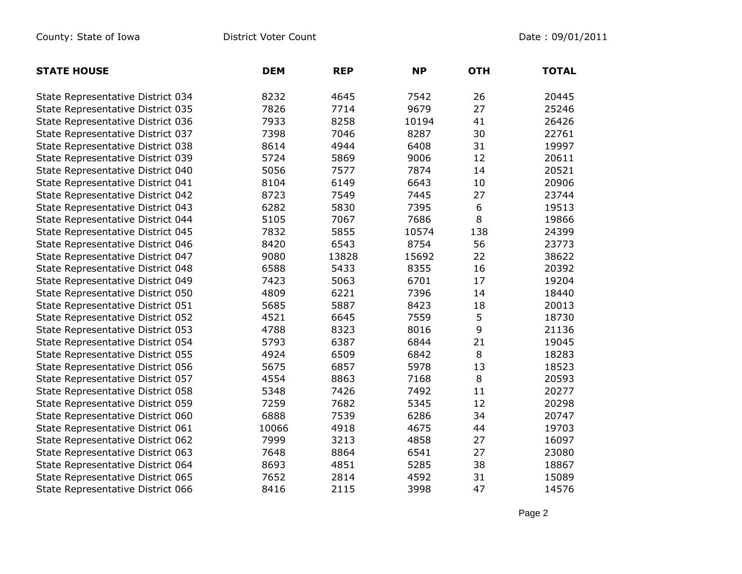County: State of Iowa District Voter Count Date : 09/01/2011

| STATE HOUSE | DEM | REP | NP | OTH | TOTAL |
|---|---|---|---|---|---|
| State Representative District 034 | 8232 | 4645 | 7542 | 26 | 20445 |
| State Representative District 035 | 7826 | 7714 | 9679 | 27 | 25246 |
| State Representative District 036 | 7933 | 8258 | 10194 | 41 | 26426 |
| State Representative District 037 | 7398 | 7046 | 8287 | 30 | 22761 |
| State Representative District 038 | 8614 | 4944 | 6408 | 31 | 19997 |
| State Representative District 039 | 5724 | 5869 | 9006 | 12 | 20611 |
| State Representative District 040 | 5056 | 7577 | 7874 | 14 | 20521 |
| State Representative District 041 | 8104 | 6149 | 6643 | 10 | 20906 |
| State Representative District 042 | 8723 | 7549 | 7445 | 27 | 23744 |
| State Representative District 043 | 6282 | 5830 | 7395 | 6 | 19513 |
| State Representative District 044 | 5105 | 7067 | 7686 | 8 | 19866 |
| State Representative District 045 | 7832 | 5855 | 10574 | 138 | 24399 |
| State Representative District 046 | 8420 | 6543 | 8754 | 56 | 23773 |
| State Representative District 047 | 9080 | 13828 | 15692 | 22 | 38622 |
| State Representative District 048 | 6588 | 5433 | 8355 | 16 | 20392 |
| State Representative District 049 | 7423 | 5063 | 6701 | 17 | 19204 |
| State Representative District 050 | 4809 | 6221 | 7396 | 14 | 18440 |
| State Representative District 051 | 5685 | 5887 | 8423 | 18 | 20013 |
| State Representative District 052 | 4521 | 6645 | 7559 | 5 | 18730 |
| State Representative District 053 | 4788 | 8323 | 8016 | 9 | 21136 |
| State Representative District 054 | 5793 | 6387 | 6844 | 21 | 19045 |
| State Representative District 055 | 4924 | 6509 | 6842 | 8 | 18283 |
| State Representative District 056 | 5675 | 6857 | 5978 | 13 | 18523 |
| State Representative District 057 | 4554 | 8863 | 7168 | 8 | 20593 |
| State Representative District 058 | 5348 | 7426 | 7492 | 11 | 20277 |
| State Representative District 059 | 7259 | 7682 | 5345 | 12 | 20298 |
| State Representative District 060 | 6888 | 7539 | 6286 | 34 | 20747 |
| State Representative District 061 | 10066 | 4918 | 4675 | 44 | 19703 |
| State Representative District 062 | 7999 | 3213 | 4858 | 27 | 16097 |
| State Representative District 063 | 7648 | 8864 | 6541 | 27 | 23080 |
| State Representative District 064 | 8693 | 4851 | 5285 | 38 | 18867 |
| State Representative District 065 | 7652 | 2814 | 4592 | 31 | 15089 |
| State Representative District 066 | 8416 | 2115 | 3998 | 47 | 14576 |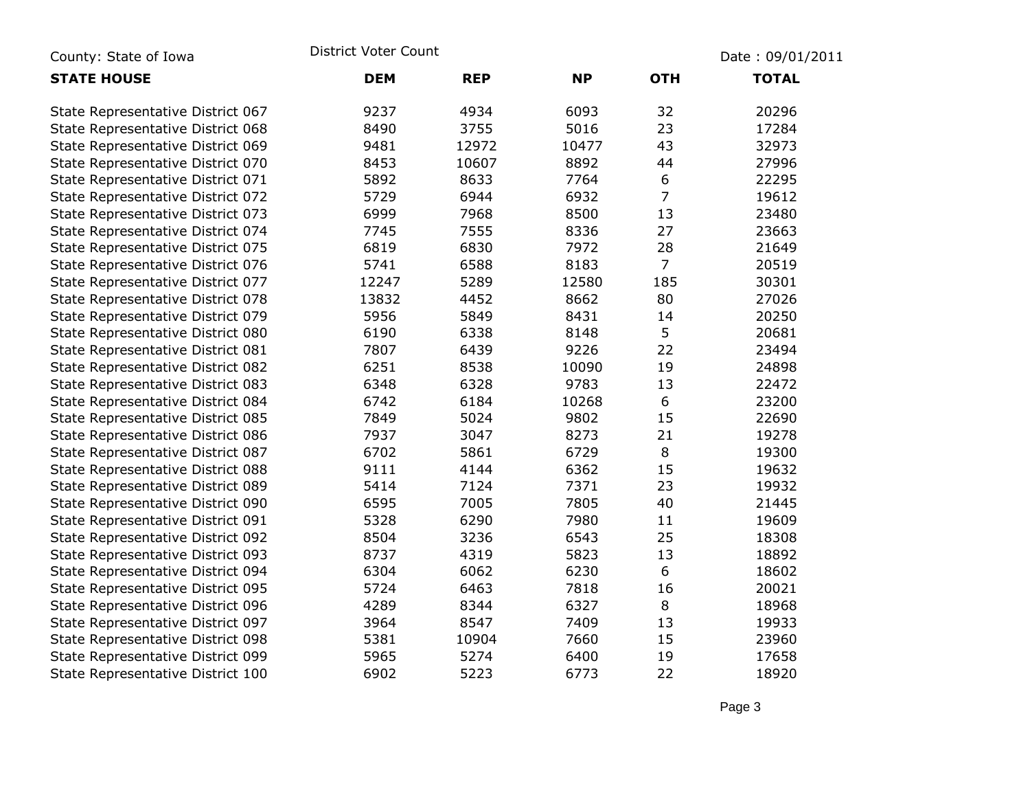County: State of Iowa

District Voter Count

Date : 09/01/2011

| STATE HOUSE | DEM | REP | NP | OTH | TOTAL |
|---|---|---|---|---|---|
| State Representative District 067 | 9237 | 4934 | 6093 | 32 | 20296 |
| State Representative District 068 | 8490 | 3755 | 5016 | 23 | 17284 |
| State Representative District 069 | 9481 | 12972 | 10477 | 43 | 32973 |
| State Representative District 070 | 8453 | 10607 | 8892 | 44 | 27996 |
| State Representative District 071 | 5892 | 8633 | 7764 | 6 | 22295 |
| State Representative District 072 | 5729 | 6944 | 6932 | 7 | 19612 |
| State Representative District 073 | 6999 | 7968 | 8500 | 13 | 23480 |
| State Representative District 074 | 7745 | 7555 | 8336 | 27 | 23663 |
| State Representative District 075 | 6819 | 6830 | 7972 | 28 | 21649 |
| State Representative District 076 | 5741 | 6588 | 8183 | 7 | 20519 |
| State Representative District 077 | 12247 | 5289 | 12580 | 185 | 30301 |
| State Representative District 078 | 13832 | 4452 | 8662 | 80 | 27026 |
| State Representative District 079 | 5956 | 5849 | 8431 | 14 | 20250 |
| State Representative District 080 | 6190 | 6338 | 8148 | 5 | 20681 |
| State Representative District 081 | 7807 | 6439 | 9226 | 22 | 23494 |
| State Representative District 082 | 6251 | 8538 | 10090 | 19 | 24898 |
| State Representative District 083 | 6348 | 6328 | 9783 | 13 | 22472 |
| State Representative District 084 | 6742 | 6184 | 10268 | 6 | 23200 |
| State Representative District 085 | 7849 | 5024 | 9802 | 15 | 22690 |
| State Representative District 086 | 7937 | 3047 | 8273 | 21 | 19278 |
| State Representative District 087 | 6702 | 5861 | 6729 | 8 | 19300 |
| State Representative District 088 | 9111 | 4144 | 6362 | 15 | 19632 |
| State Representative District 089 | 5414 | 7124 | 7371 | 23 | 19932 |
| State Representative District 090 | 6595 | 7005 | 7805 | 40 | 21445 |
| State Representative District 091 | 5328 | 6290 | 7980 | 11 | 19609 |
| State Representative District 092 | 8504 | 3236 | 6543 | 25 | 18308 |
| State Representative District 093 | 8737 | 4319 | 5823 | 13 | 18892 |
| State Representative District 094 | 6304 | 6062 | 6230 | 6 | 18602 |
| State Representative District 095 | 5724 | 6463 | 7818 | 16 | 20021 |
| State Representative District 096 | 4289 | 8344 | 6327 | 8 | 18968 |
| State Representative District 097 | 3964 | 8547 | 7409 | 13 | 19933 |
| State Representative District 098 | 5381 | 10904 | 7660 | 15 | 23960 |
| State Representative District 099 | 5965 | 5274 | 6400 | 19 | 17658 |
| State Representative District 100 | 6902 | 5223 | 6773 | 22 | 18920 |